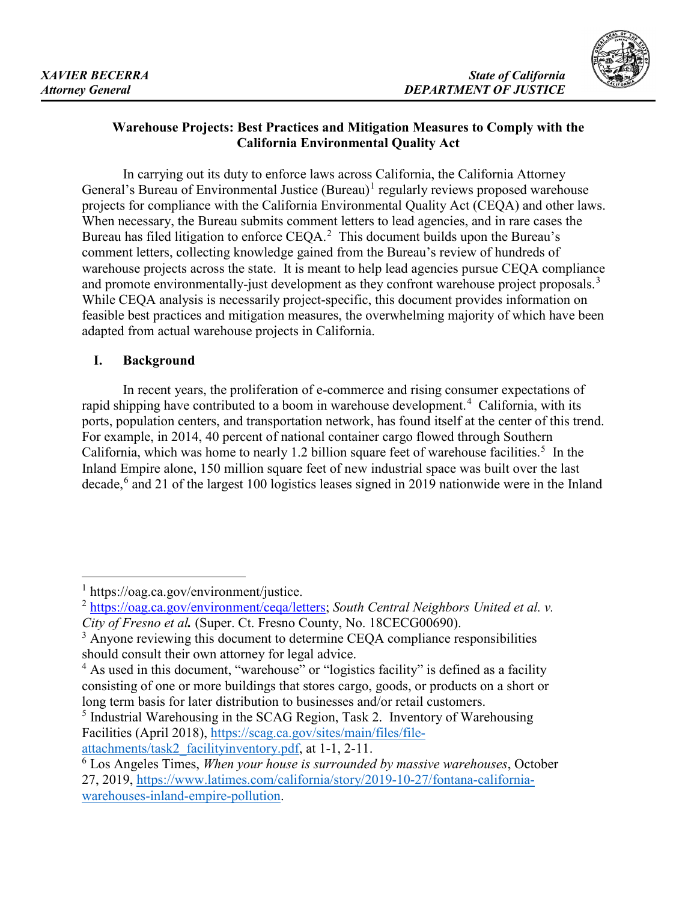*XAVIER BECERRA*
*Attorney General*

*State of California*
*DEPARTMENT OF JUSTICE*

**Warehouse Projects: Best Practices and Mitigation Measures to Comply with the California Environmental Quality Act**

In carrying out its duty to enforce laws across California, the California Attorney General's Bureau of Environmental Justice (Bureau)[1] regularly reviews proposed warehouse projects for compliance with the California Environmental Quality Act (CEQA) and other laws. When necessary, the Bureau submits comment letters to lead agencies, and in rare cases the Bureau has filed litigation to enforce CEQA.[2] This document builds upon the Bureau's comment letters, collecting knowledge gained from the Bureau's review of hundreds of warehouse projects across the state. It is meant to help lead agencies pursue CEQA compliance and promote environmentally-just development as they confront warehouse project proposals.[3] While CEQA analysis is necessarily project-specific, this document provides information on feasible best practices and mitigation measures, the overwhelming majority of which have been adapted from actual warehouse projects in California.

## I. Background

In recent years, the proliferation of e-commerce and rising consumer expectations of rapid shipping have contributed to a boom in warehouse development.[4] California, with its ports, population centers, and transportation network, has found itself at the center of this trend. For example, in 2014, 40 percent of national container cargo flowed through Southern California, which was home to nearly 1.2 billion square feet of warehouse facilities.[5] In the Inland Empire alone, 150 million square feet of new industrial space was built over the last decade,[6] and 21 of the largest 100 logistics leases signed in 2019 nationwide were in the Inland

---

[1] https://oag.ca.gov/environment/justice.

[2] https://oag.ca.gov/environment/ceqa/letters; *South Central Neighbors United et al. v. City of Fresno et al.* (Super. Ct. Fresno County, No. 18CECG00690).

[3] Anyone reviewing this document to determine CEQA compliance responsibilities should consult their own attorney for legal advice.

[4] As used in this document, "warehouse" or "logistics facility" is defined as a facility consisting of one or more buildings that stores cargo, goods, or products on a short or long term basis for later distribution to businesses and/or retail customers.

[5] Industrial Warehousing in the SCAG Region, Task 2. Inventory of Warehousing Facilities (April 2018), https://scag.ca.gov/sites/main/files/file-attachments/task2_facilityinventory.pdf, at 1-1, 2-11.

[6] Los Angeles Times, *When your house is surrounded by massive warehouses*, October 27, 2019, https://www.latimes.com/california/story/2019-10-27/fontana-california-warehouses-inland-empire-pollution.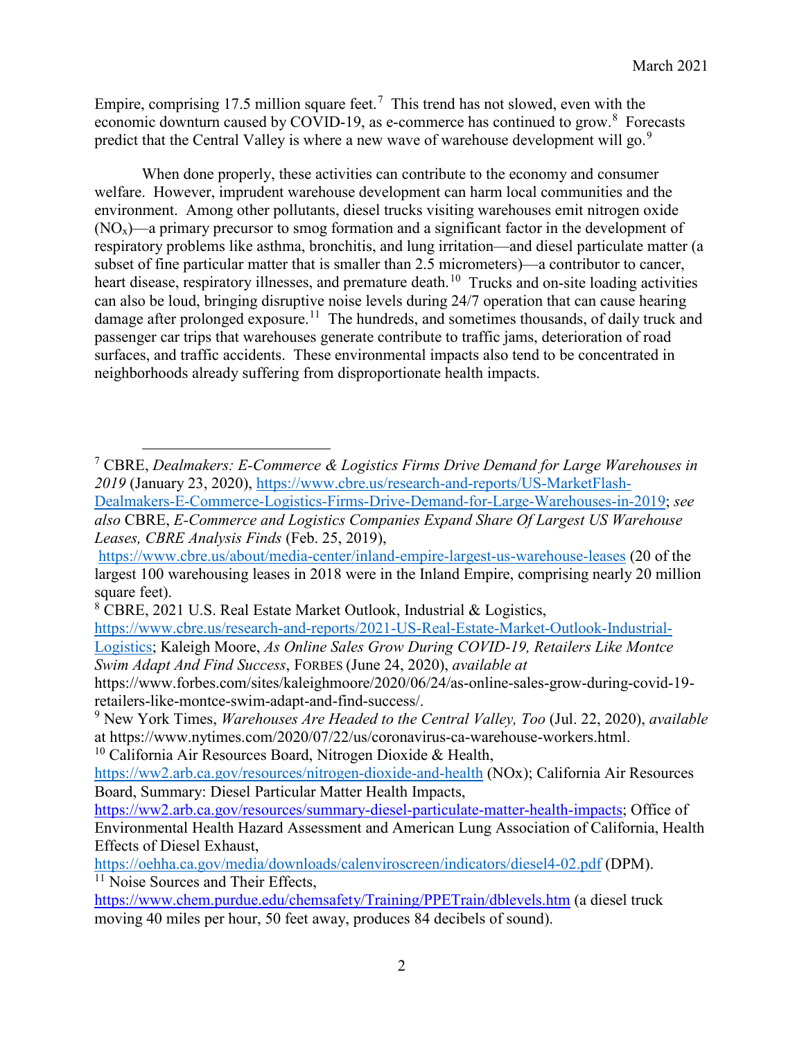Empire, comprising 17.5 million square feet.[7] This trend has not slowed, even with the economic downturn caused by COVID-19, as e-commerce has continued to grow.[8] Forecasts predict that the Central Valley is where a new wave of warehouse development will go.[9]

When done properly, these activities can contribute to the economy and consumer welfare. However, imprudent warehouse development can harm local communities and the environment. Among other pollutants, diesel trucks visiting warehouses emit nitrogen oxide ($NO_x$)—a primary precursor to smog formation and a significant factor in the development of respiratory problems like asthma, bronchitis, and lung irritation—and diesel particulate matter (a subset of fine particular matter that is smaller than 2.5 micrometers)—a contributor to cancer, heart disease, respiratory illnesses, and premature death.[10] Trucks and on-site loading activities can also be loud, bringing disruptive noise levels during 24/7 operation that can cause hearing damage after prolonged exposure.[11] The hundreds, and sometimes thousands, of daily truck and passenger car trips that warehouses generate contribute to traffic jams, deterioration of road surfaces, and traffic accidents. These environmental impacts also tend to be concentrated in neighborhoods already suffering from disproportionate health impacts.

---

[7] CBRE, *Dealmakers: E-Commerce & Logistics Firms Drive Demand for Large Warehouses in 2019* (January 23, 2020), https://www.cbre.us/research-and-reports/US-MarketFlash-Dealmakers-E-Commerce-Logistics-Firms-Drive-Demand-for-Large-Warehouses-in-2019; *see also* CBRE, *E-Commerce and Logistics Companies Expand Share Of Largest US Warehouse Leases, CBRE Analysis Finds* (Feb. 25, 2019), https://www.cbre.us/about/media-center/inland-empire-largest-us-warehouse-leases (20 of the largest 100 warehousing leases in 2018 were in the Inland Empire, comprising nearly 20 million square feet).

[8] CBRE, 2021 U.S. Real Estate Market Outlook, Industrial & Logistics, https://www.cbre.us/research-and-reports/2021-US-Real-Estate-Market-Outlook-Industrial-Logistics; Kaleigh Moore, *As Online Sales Grow During COVID-19, Retailers Like Montce Swim Adapt And Find Success*, FORBES (June 24, 2020), *available at* https://www.forbes.com/sites/kaleighmoore/2020/06/24/as-online-sales-grow-during-covid-19-retailers-like-montce-swim-adapt-and-find-success/.

[9] New York Times, *Warehouses Are Headed to the Central Valley, Too* (Jul. 22, 2020), *available* at https://www.nytimes.com/2020/07/22/us/coronavirus-ca-warehouse-workers.html.

[10] California Air Resources Board, Nitrogen Dioxide & Health, https://ww2.arb.ca.gov/resources/nitrogen-dioxide-and-health (NOx); California Air Resources Board, Summary: Diesel Particular Matter Health Impacts, https://ww2.arb.ca.gov/resources/summary-diesel-particulate-matter-health-impacts; Office of Environmental Health Hazard Assessment and American Lung Association of California, Health Effects of Diesel Exhaust, https://oehha.ca.gov/media/downloads/calenviroscreen/indicators/diesel4-02.pdf (DPM).

[11] Noise Sources and Their Effects, https://www.chem.purdue.edu/chemsafety/Training/PPETrain/dblevels.htm (a diesel truck moving 40 miles per hour, 50 feet away, produces 84 decibels of sound).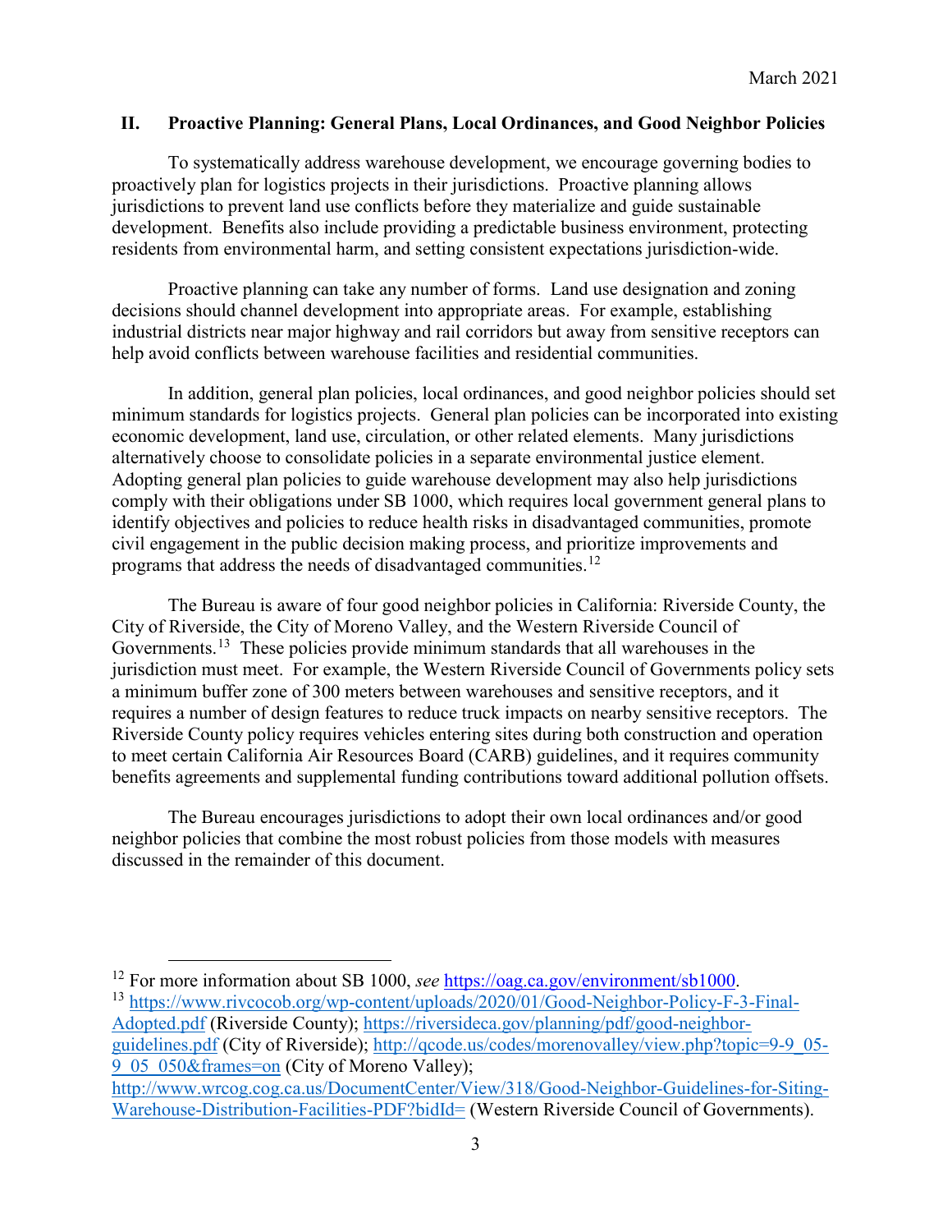## II. Proactive Planning: General Plans, Local Ordinances, and Good Neighbor Policies

To systematically address warehouse development, we encourage governing bodies to proactively plan for logistics projects in their jurisdictions. Proactive planning allows jurisdictions to prevent land use conflicts before they materialize and guide sustainable development. Benefits also include providing a predictable business environment, protecting residents from environmental harm, and setting consistent expectations jurisdiction-wide.

Proactive planning can take any number of forms. Land use designation and zoning decisions should channel development into appropriate areas. For example, establishing industrial districts near major highway and rail corridors but away from sensitive receptors can help avoid conflicts between warehouse facilities and residential communities.

In addition, general plan policies, local ordinances, and good neighbor policies should set minimum standards for logistics projects. General plan policies can be incorporated into existing economic development, land use, circulation, or other related elements. Many jurisdictions alternatively choose to consolidate policies in a separate environmental justice element. Adopting general plan policies to guide warehouse development may also help jurisdictions comply with their obligations under SB 1000, which requires local government general plans to identify objectives and policies to reduce health risks in disadvantaged communities, promote civil engagement in the public decision making process, and prioritize improvements and programs that address the needs of disadvantaged communities.[12]

The Bureau is aware of four good neighbor policies in California: Riverside County, the City of Riverside, the City of Moreno Valley, and the Western Riverside Council of Governments.[13] These policies provide minimum standards that all warehouses in the jurisdiction must meet. For example, the Western Riverside Council of Governments policy sets a minimum buffer zone of 300 meters between warehouses and sensitive receptors, and it requires a number of design features to reduce truck impacts on nearby sensitive receptors. The Riverside County policy requires vehicles entering sites during both construction and operation to meet certain California Air Resources Board (CARB) guidelines, and it requires community benefits agreements and supplemental funding contributions toward additional pollution offsets.

The Bureau encourages jurisdictions to adopt their own local ordinances and/or good neighbor policies that combine the most robust policies from those models with measures discussed in the remainder of this document.

---

[12] For more information about SB 1000, *see* https://oag.ca.gov/environment/sb1000.

[13] https://www.rivcocob.org/wp-content/uploads/2020/01/Good-Neighbor-Policy-F-3-Final-Adopted.pdf (Riverside County); https://riversideca.gov/planning/pdf/good-neighbor-guidelines.pdf (City of Riverside); http://qcode.us/codes/morenovalley/view.php?topic=9-9_05-9_05_050&frames=on (City of Moreno Valley); http://www.wrcog.cog.ca.us/DocumentCenter/View/318/Good-Neighbor-Guidelines-for-Siting-Warehouse-Distribution-Facilities-PDF?bidId= (Western Riverside Council of Governments).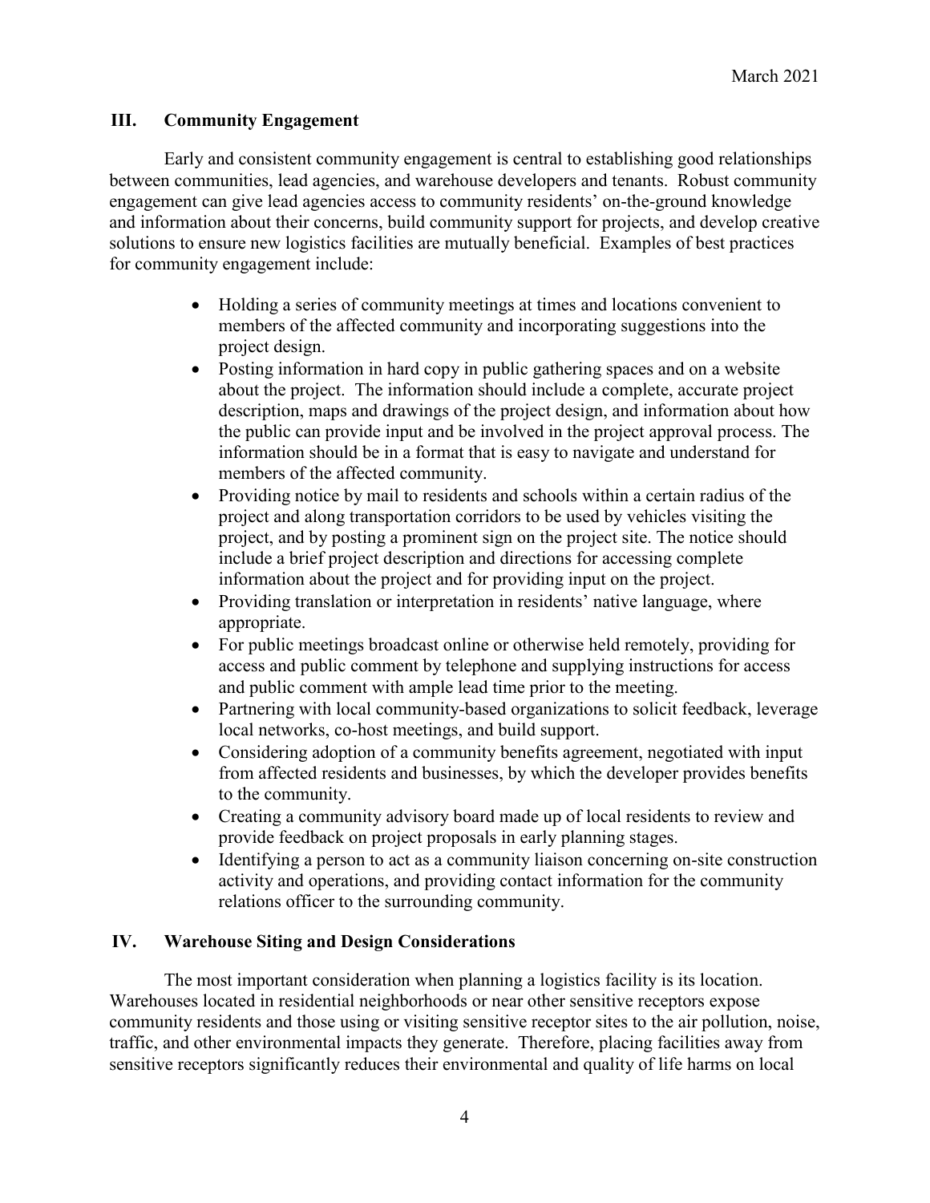## III. Community Engagement

Early and consistent community engagement is central to establishing good relationships between communities, lead agencies, and warehouse developers and tenants. Robust community engagement can give lead agencies access to community residents' on-the-ground knowledge and information about their concerns, build community support for projects, and develop creative solutions to ensure new logistics facilities are mutually beneficial. Examples of best practices for community engagement include:

- Holding a series of community meetings at times and locations convenient to members of the affected community and incorporating suggestions into the project design.
- Posting information in hard copy in public gathering spaces and on a website about the project. The information should include a complete, accurate project description, maps and drawings of the project design, and information about how the public can provide input and be involved in the project approval process. The information should be in a format that is easy to navigate and understand for members of the affected community.
- Providing notice by mail to residents and schools within a certain radius of the project and along transportation corridors to be used by vehicles visiting the project, and by posting a prominent sign on the project site. The notice should include a brief project description and directions for accessing complete information about the project and for providing input on the project.
- Providing translation or interpretation in residents' native language, where appropriate.
- For public meetings broadcast online or otherwise held remotely, providing for access and public comment by telephone and supplying instructions for access and public comment with ample lead time prior to the meeting.
- Partnering with local community-based organizations to solicit feedback, leverage local networks, co-host meetings, and build support.
- Considering adoption of a community benefits agreement, negotiated with input from affected residents and businesses, by which the developer provides benefits to the community.
- Creating a community advisory board made up of local residents to review and provide feedback on project proposals in early planning stages.
- Identifying a person to act as a community liaison concerning on-site construction activity and operations, and providing contact information for the community relations officer to the surrounding community.

## IV. Warehouse Siting and Design Considerations

The most important consideration when planning a logistics facility is its location. Warehouses located in residential neighborhoods or near other sensitive receptors expose community residents and those using or visiting sensitive receptor sites to the air pollution, noise, traffic, and other environmental impacts they generate. Therefore, placing facilities away from sensitive receptors significantly reduces their environmental and quality of life harms on local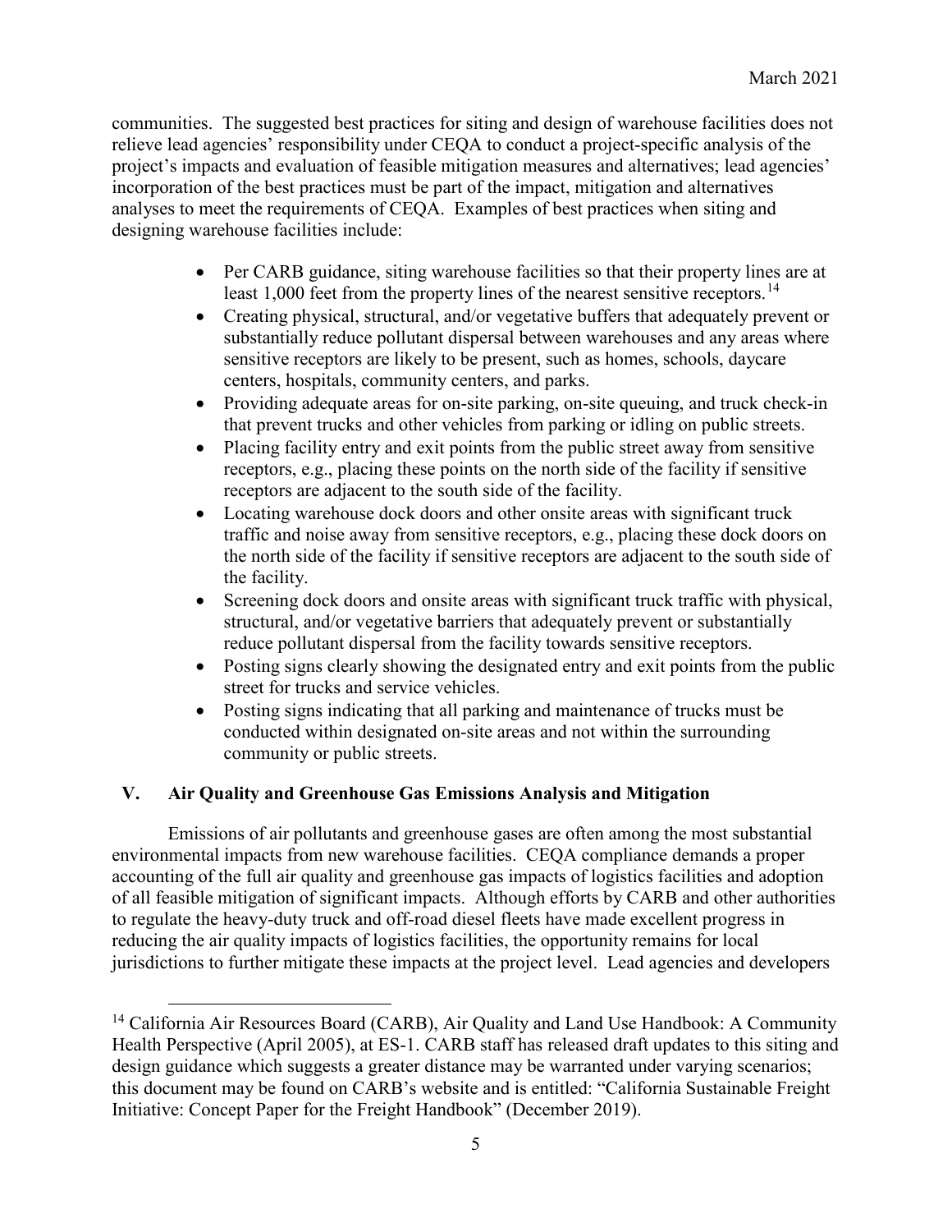communities. The suggested best practices for siting and design of warehouse facilities does not relieve lead agencies' responsibility under CEQA to conduct a project-specific analysis of the project's impacts and evaluation of feasible mitigation measures and alternatives; lead agencies' incorporation of the best practices must be part of the impact, mitigation and alternatives analyses to meet the requirements of CEQA. Examples of best practices when siting and designing warehouse facilities include:

- Per CARB guidance, siting warehouse facilities so that their property lines are at least 1,000 feet from the property lines of the nearest sensitive receptors.[14]
- Creating physical, structural, and/or vegetative buffers that adequately prevent or substantially reduce pollutant dispersal between warehouses and any areas where sensitive receptors are likely to be present, such as homes, schools, daycare centers, hospitals, community centers, and parks.
- Providing adequate areas for on-site parking, on-site queuing, and truck check-in that prevent trucks and other vehicles from parking or idling on public streets.
- Placing facility entry and exit points from the public street away from sensitive receptors, e.g., placing these points on the north side of the facility if sensitive receptors are adjacent to the south side of the facility.
- Locating warehouse dock doors and other onsite areas with significant truck traffic and noise away from sensitive receptors, e.g., placing these dock doors on the north side of the facility if sensitive receptors are adjacent to the south side of the facility.
- Screening dock doors and onsite areas with significant truck traffic with physical, structural, and/or vegetative barriers that adequately prevent or substantially reduce pollutant dispersal from the facility towards sensitive receptors.
- Posting signs clearly showing the designated entry and exit points from the public street for trucks and service vehicles.
- Posting signs indicating that all parking and maintenance of trucks must be conducted within designated on-site areas and not within the surrounding community or public streets.

## V. Air Quality and Greenhouse Gas Emissions Analysis and Mitigation

Emissions of air pollutants and greenhouse gases are often among the most substantial environmental impacts from new warehouse facilities. CEQA compliance demands a proper accounting of the full air quality and greenhouse gas impacts of logistics facilities and adoption of all feasible mitigation of significant impacts. Although efforts by CARB and other authorities to regulate the heavy-duty truck and off-road diesel fleets have made excellent progress in reducing the air quality impacts of logistics facilities, the opportunity remains for local jurisdictions to further mitigate these impacts at the project level. Lead agencies and developers

---

[14] California Air Resources Board (CARB), Air Quality and Land Use Handbook: A Community Health Perspective (April 2005), at ES-1. CARB staff has released draft updates to this siting and design guidance which suggests a greater distance may be warranted under varying scenarios; this document may be found on CARB's website and is entitled: "California Sustainable Freight Initiative: Concept Paper for the Freight Handbook" (December 2019).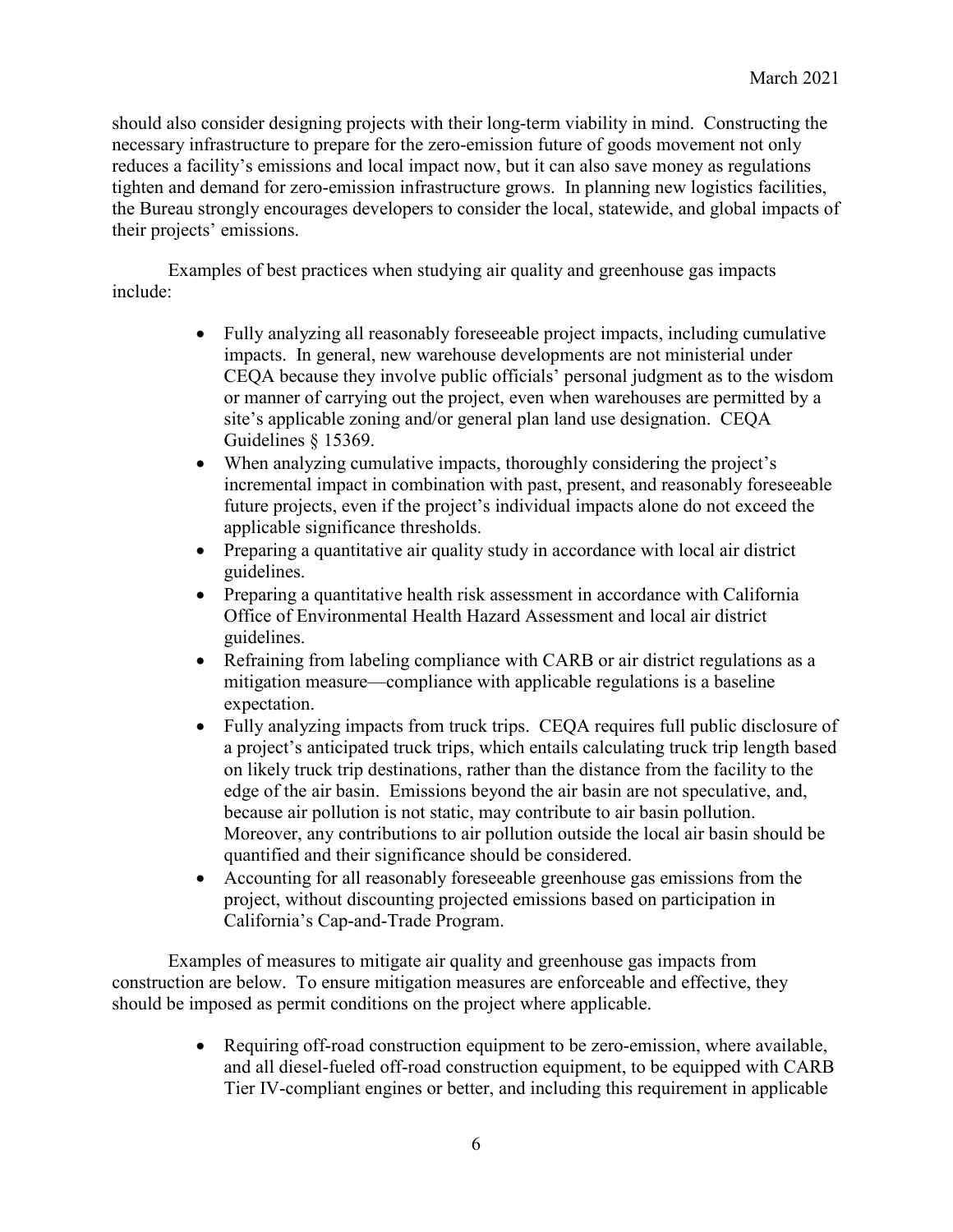should also consider designing projects with their long-term viability in mind. Constructing the necessary infrastructure to prepare for the zero-emission future of goods movement not only reduces a facility's emissions and local impact now, but it can also save money as regulations tighten and demand for zero-emission infrastructure grows. In planning new logistics facilities, the Bureau strongly encourages developers to consider the local, statewide, and global impacts of their projects' emissions.

Examples of best practices when studying air quality and greenhouse gas impacts include:

- Fully analyzing all reasonably foreseeable project impacts, including cumulative impacts. In general, new warehouse developments are not ministerial under CEQA because they involve public officials' personal judgment as to the wisdom or manner of carrying out the project, even when warehouses are permitted by a site's applicable zoning and/or general plan land use designation. CEQA Guidelines § 15369.
- When analyzing cumulative impacts, thoroughly considering the project's incremental impact in combination with past, present, and reasonably foreseeable future projects, even if the project's individual impacts alone do not exceed the applicable significance thresholds.
- Preparing a quantitative air quality study in accordance with local air district guidelines.
- Preparing a quantitative health risk assessment in accordance with California Office of Environmental Health Hazard Assessment and local air district guidelines.
- Refraining from labeling compliance with CARB or air district regulations as a mitigation measure—compliance with applicable regulations is a baseline expectation.
- Fully analyzing impacts from truck trips. CEQA requires full public disclosure of a project's anticipated truck trips, which entails calculating truck trip length based on likely truck trip destinations, rather than the distance from the facility to the edge of the air basin. Emissions beyond the air basin are not speculative, and, because air pollution is not static, may contribute to air basin pollution. Moreover, any contributions to air pollution outside the local air basin should be quantified and their significance should be considered.
- Accounting for all reasonably foreseeable greenhouse gas emissions from the project, without discounting projected emissions based on participation in California's Cap-and-Trade Program.

Examples of measures to mitigate air quality and greenhouse gas impacts from construction are below. To ensure mitigation measures are enforceable and effective, they should be imposed as permit conditions on the project where applicable.

- Requiring off-road construction equipment to be zero-emission, where available, and all diesel-fueled off-road construction equipment, to be equipped with CARB Tier IV-compliant engines or better, and including this requirement in applicable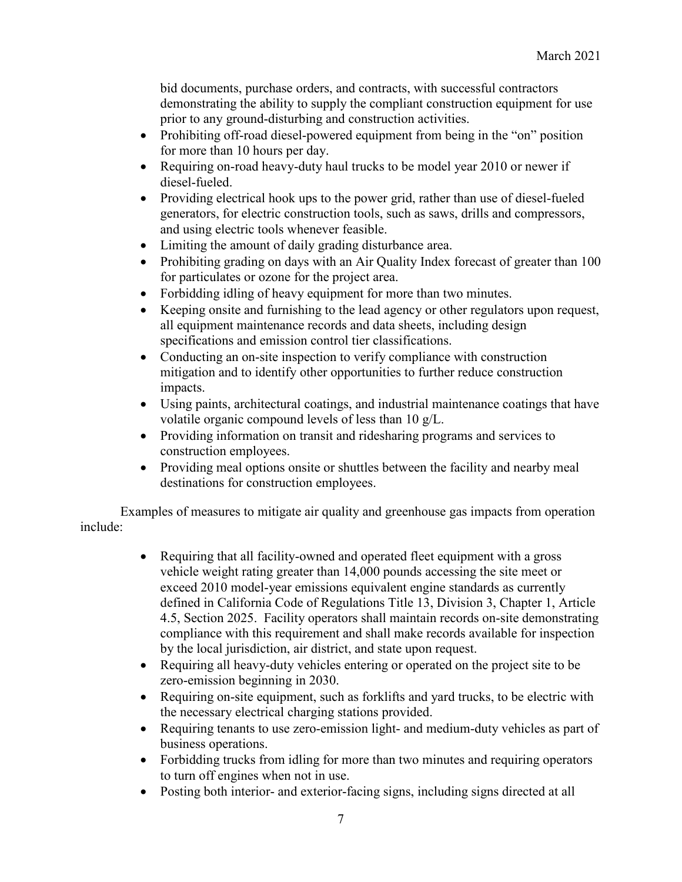bid documents, purchase orders, and contracts, with successful contractors demonstrating the ability to supply the compliant construction equipment for use prior to any ground-disturbing and construction activities.

- Prohibiting off-road diesel-powered equipment from being in the "on" position for more than 10 hours per day.
- Requiring on-road heavy-duty haul trucks to be model year 2010 or newer if diesel-fueled.
- Providing electrical hook ups to the power grid, rather than use of diesel-fueled generators, for electric construction tools, such as saws, drills and compressors, and using electric tools whenever feasible.
- Limiting the amount of daily grading disturbance area.
- Prohibiting grading on days with an Air Quality Index forecast of greater than 100 for particulates or ozone for the project area.
- Forbidding idling of heavy equipment for more than two minutes.
- Keeping onsite and furnishing to the lead agency or other regulators upon request, all equipment maintenance records and data sheets, including design specifications and emission control tier classifications.
- Conducting an on-site inspection to verify compliance with construction mitigation and to identify other opportunities to further reduce construction impacts.
- Using paints, architectural coatings, and industrial maintenance coatings that have volatile organic compound levels of less than 10 g/L.
- Providing information on transit and ridesharing programs and services to construction employees.
- Providing meal options onsite or shuttles between the facility and nearby meal destinations for construction employees.

Examples of measures to mitigate air quality and greenhouse gas impacts from operation include:

- Requiring that all facility-owned and operated fleet equipment with a gross vehicle weight rating greater than 14,000 pounds accessing the site meet or exceed 2010 model-year emissions equivalent engine standards as currently defined in California Code of Regulations Title 13, Division 3, Chapter 1, Article 4.5, Section 2025. Facility operators shall maintain records on-site demonstrating compliance with this requirement and shall make records available for inspection by the local jurisdiction, air district, and state upon request.
- Requiring all heavy-duty vehicles entering or operated on the project site to be zero-emission beginning in 2030.
- Requiring on-site equipment, such as forklifts and yard trucks, to be electric with the necessary electrical charging stations provided.
- Requiring tenants to use zero-emission light- and medium-duty vehicles as part of business operations.
- Forbidding trucks from idling for more than two minutes and requiring operators to turn off engines when not in use.
- Posting both interior- and exterior-facing signs, including signs directed at all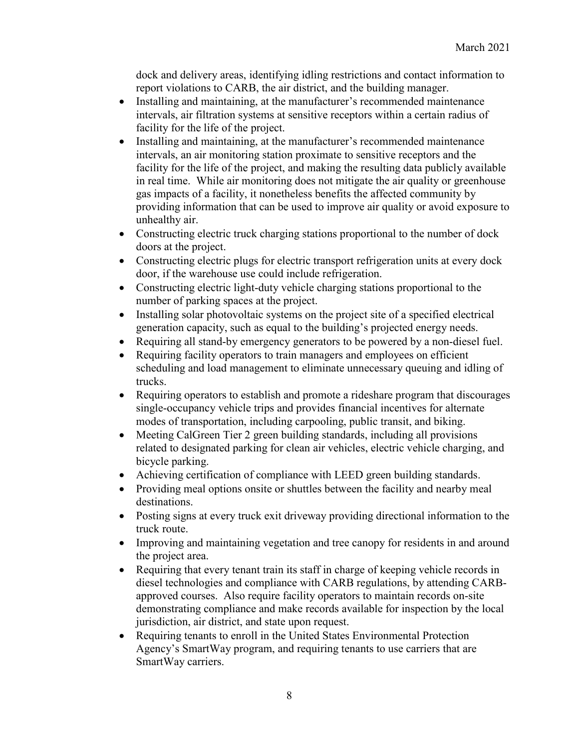dock and delivery areas, identifying idling restrictions and contact information to report violations to CARB, the air district, and the building manager.

- Installing and maintaining, at the manufacturer's recommended maintenance intervals, air filtration systems at sensitive receptors within a certain radius of facility for the life of the project.
- Installing and maintaining, at the manufacturer's recommended maintenance intervals, an air monitoring station proximate to sensitive receptors and the facility for the life of the project, and making the resulting data publicly available in real time. While air monitoring does not mitigate the air quality or greenhouse gas impacts of a facility, it nonetheless benefits the affected community by providing information that can be used to improve air quality or avoid exposure to unhealthy air.
- Constructing electric truck charging stations proportional to the number of dock doors at the project.
- Constructing electric plugs for electric transport refrigeration units at every dock door, if the warehouse use could include refrigeration.
- Constructing electric light-duty vehicle charging stations proportional to the number of parking spaces at the project.
- Installing solar photovoltaic systems on the project site of a specified electrical generation capacity, such as equal to the building's projected energy needs.
- Requiring all stand-by emergency generators to be powered by a non-diesel fuel.
- Requiring facility operators to train managers and employees on efficient scheduling and load management to eliminate unnecessary queuing and idling of trucks.
- Requiring operators to establish and promote a rideshare program that discourages single-occupancy vehicle trips and provides financial incentives for alternate modes of transportation, including carpooling, public transit, and biking.
- Meeting CalGreen Tier 2 green building standards, including all provisions related to designated parking for clean air vehicles, electric vehicle charging, and bicycle parking.
- Achieving certification of compliance with LEED green building standards.
- Providing meal options onsite or shuttles between the facility and nearby meal destinations.
- Posting signs at every truck exit driveway providing directional information to the truck route.
- Improving and maintaining vegetation and tree canopy for residents in and around the project area.
- Requiring that every tenant train its staff in charge of keeping vehicle records in diesel technologies and compliance with CARB regulations, by attending CARB-approved courses. Also require facility operators to maintain records on-site demonstrating compliance and make records available for inspection by the local jurisdiction, air district, and state upon request.
- Requiring tenants to enroll in the United States Environmental Protection Agency's SmartWay program, and requiring tenants to use carriers that are SmartWay carriers.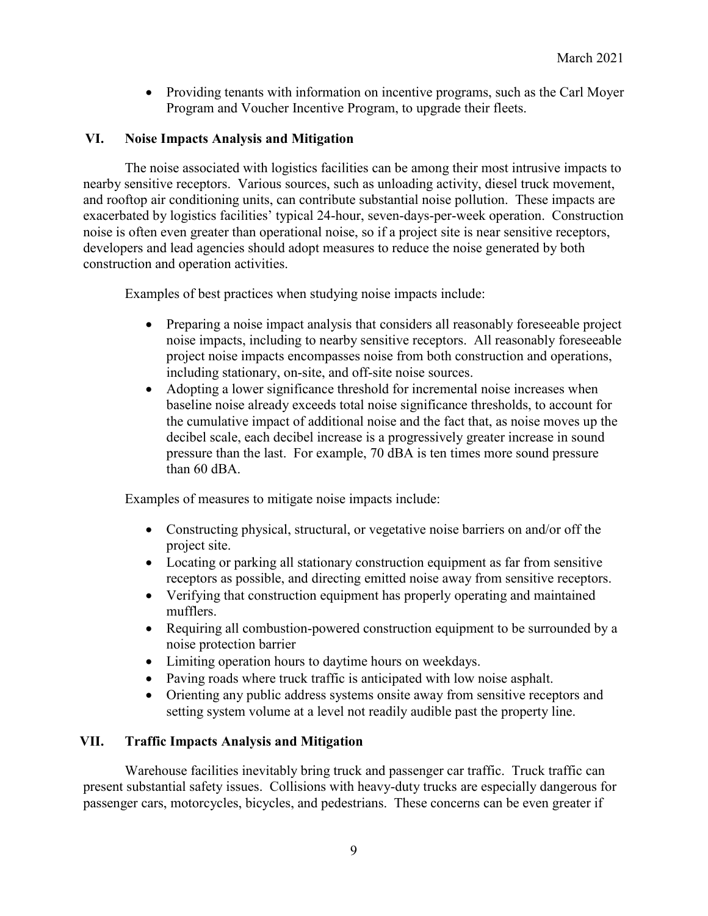- Providing tenants with information on incentive programs, such as the Carl Moyer Program and Voucher Incentive Program, to upgrade their fleets.

## VI. Noise Impacts Analysis and Mitigation

The noise associated with logistics facilities can be among their most intrusive impacts to nearby sensitive receptors. Various sources, such as unloading activity, diesel truck movement, and rooftop air conditioning units, can contribute substantial noise pollution. These impacts are exacerbated by logistics facilities' typical 24-hour, seven-days-per-week operation. Construction noise is often even greater than operational noise, so if a project site is near sensitive receptors, developers and lead agencies should adopt measures to reduce the noise generated by both construction and operation activities.

Examples of best practices when studying noise impacts include:

- Preparing a noise impact analysis that considers all reasonably foreseeable project noise impacts, including to nearby sensitive receptors. All reasonably foreseeable project noise impacts encompasses noise from both construction and operations, including stationary, on-site, and off-site noise sources.
- Adopting a lower significance threshold for incremental noise increases when baseline noise already exceeds total noise significance thresholds, to account for the cumulative impact of additional noise and the fact that, as noise moves up the decibel scale, each decibel increase is a progressively greater increase in sound pressure than the last. For example, 70 dBA is ten times more sound pressure than 60 dBA.

Examples of measures to mitigate noise impacts include:

- Constructing physical, structural, or vegetative noise barriers on and/or off the project site.
- Locating or parking all stationary construction equipment as far from sensitive receptors as possible, and directing emitted noise away from sensitive receptors.
- Verifying that construction equipment has properly operating and maintained mufflers.
- Requiring all combustion-powered construction equipment to be surrounded by a noise protection barrier
- Limiting operation hours to daytime hours on weekdays.
- Paving roads where truck traffic is anticipated with low noise asphalt.
- Orienting any public address systems onsite away from sensitive receptors and setting system volume at a level not readily audible past the property line.

## VII. Traffic Impacts Analysis and Mitigation

Warehouse facilities inevitably bring truck and passenger car traffic. Truck traffic can present substantial safety issues. Collisions with heavy-duty trucks are especially dangerous for passenger cars, motorcycles, bicycles, and pedestrians. These concerns can be even greater if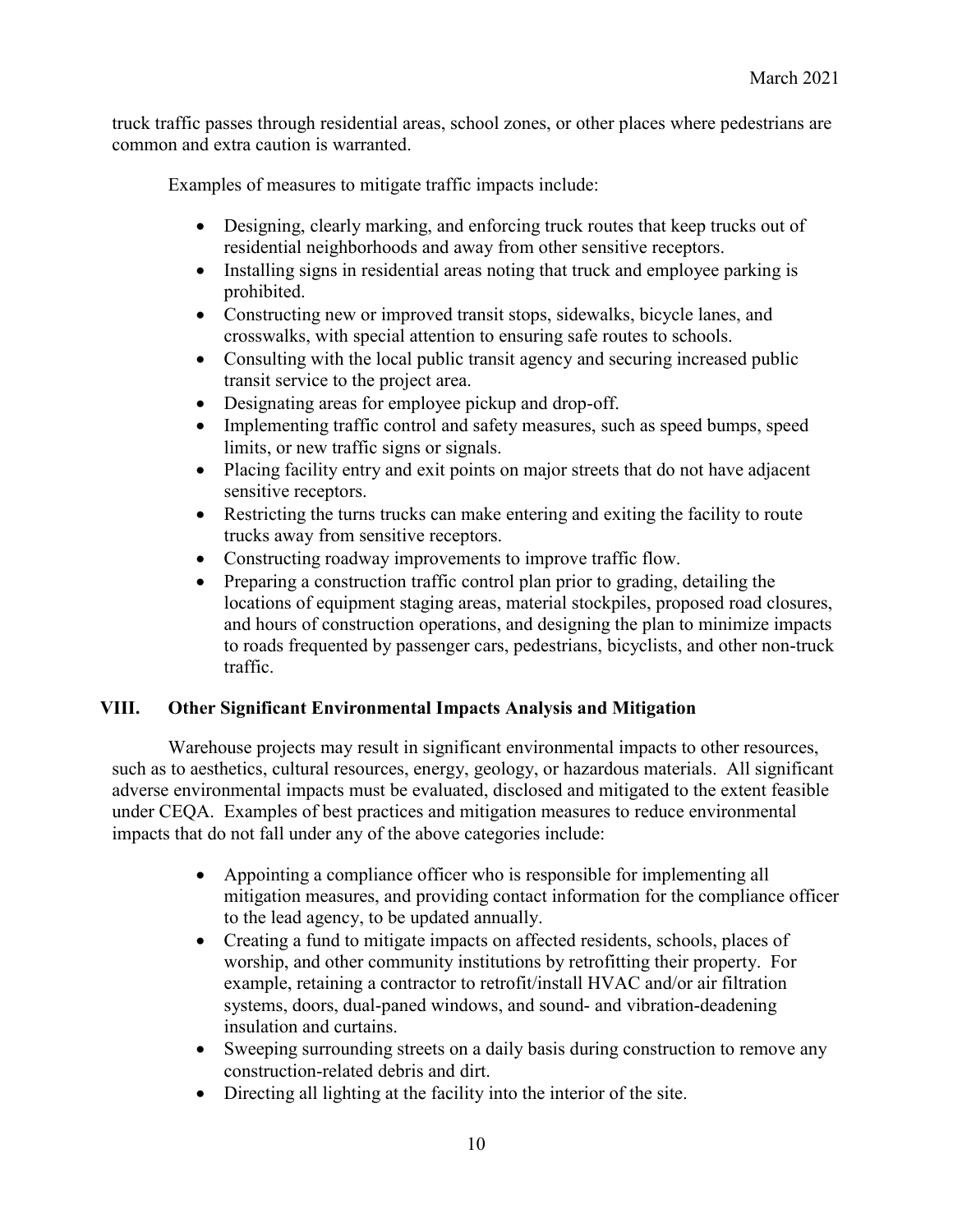truck traffic passes through residential areas, school zones, or other places where pedestrians are common and extra caution is warranted.

Examples of measures to mitigate traffic impacts include:

- Designing, clearly marking, and enforcing truck routes that keep trucks out of residential neighborhoods and away from other sensitive receptors.
- Installing signs in residential areas noting that truck and employee parking is prohibited.
- Constructing new or improved transit stops, sidewalks, bicycle lanes, and crosswalks, with special attention to ensuring safe routes to schools.
- Consulting with the local public transit agency and securing increased public transit service to the project area.
- Designating areas for employee pickup and drop-off.
- Implementing traffic control and safety measures, such as speed bumps, speed limits, or new traffic signs or signals.
- Placing facility entry and exit points on major streets that do not have adjacent sensitive receptors.
- Restricting the turns trucks can make entering and exiting the facility to route trucks away from sensitive receptors.
- Constructing roadway improvements to improve traffic flow.
- Preparing a construction traffic control plan prior to grading, detailing the locations of equipment staging areas, material stockpiles, proposed road closures, and hours of construction operations, and designing the plan to minimize impacts to roads frequented by passenger cars, pedestrians, bicyclists, and other non-truck traffic.

## VIII. Other Significant Environmental Impacts Analysis and Mitigation

Warehouse projects may result in significant environmental impacts to other resources, such as to aesthetics, cultural resources, energy, geology, or hazardous materials. All significant adverse environmental impacts must be evaluated, disclosed and mitigated to the extent feasible under CEQA. Examples of best practices and mitigation measures to reduce environmental impacts that do not fall under any of the above categories include:

- Appointing a compliance officer who is responsible for implementing all mitigation measures, and providing contact information for the compliance officer to the lead agency, to be updated annually.
- Creating a fund to mitigate impacts on affected residents, schools, places of worship, and other community institutions by retrofitting their property. For example, retaining a contractor to retrofit/install HVAC and/or air filtration systems, doors, dual-paned windows, and sound- and vibration-deadening insulation and curtains.
- Sweeping surrounding streets on a daily basis during construction to remove any construction-related debris and dirt.
- Directing all lighting at the facility into the interior of the site.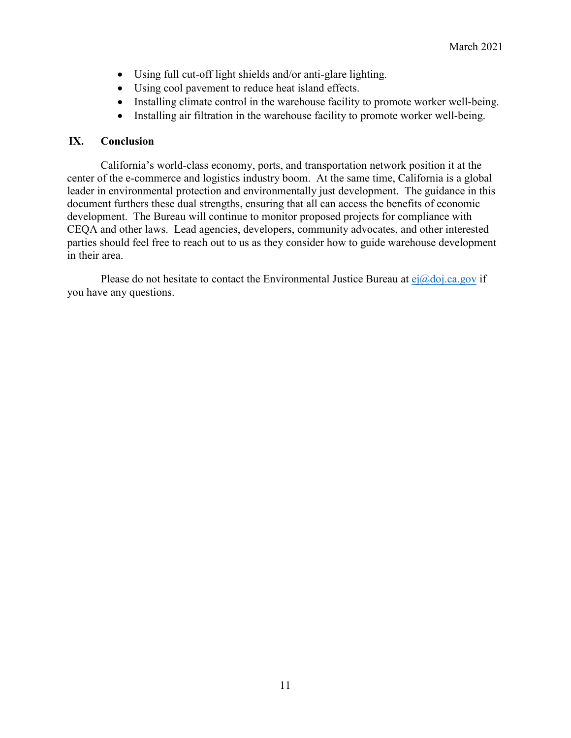- Using full cut-off light shields and/or anti-glare lighting.
- Using cool pavement to reduce heat island effects.
- Installing climate control in the warehouse facility to promote worker well-being.
- Installing air filtration in the warehouse facility to promote worker well-being.

## IX. Conclusion

California's world-class economy, ports, and transportation network position it at the center of the e-commerce and logistics industry boom. At the same time, California is a global leader in environmental protection and environmentally just development. The guidance in this document furthers these dual strengths, ensuring that all can access the benefits of economic development. The Bureau will continue to monitor proposed projects for compliance with CEQA and other laws. Lead agencies, developers, community advocates, and other interested parties should feel free to reach out to us as they consider how to guide warehouse development in their area.

Please do not hesitate to contact the Environmental Justice Bureau at ej@doj.ca.gov if you have any questions.